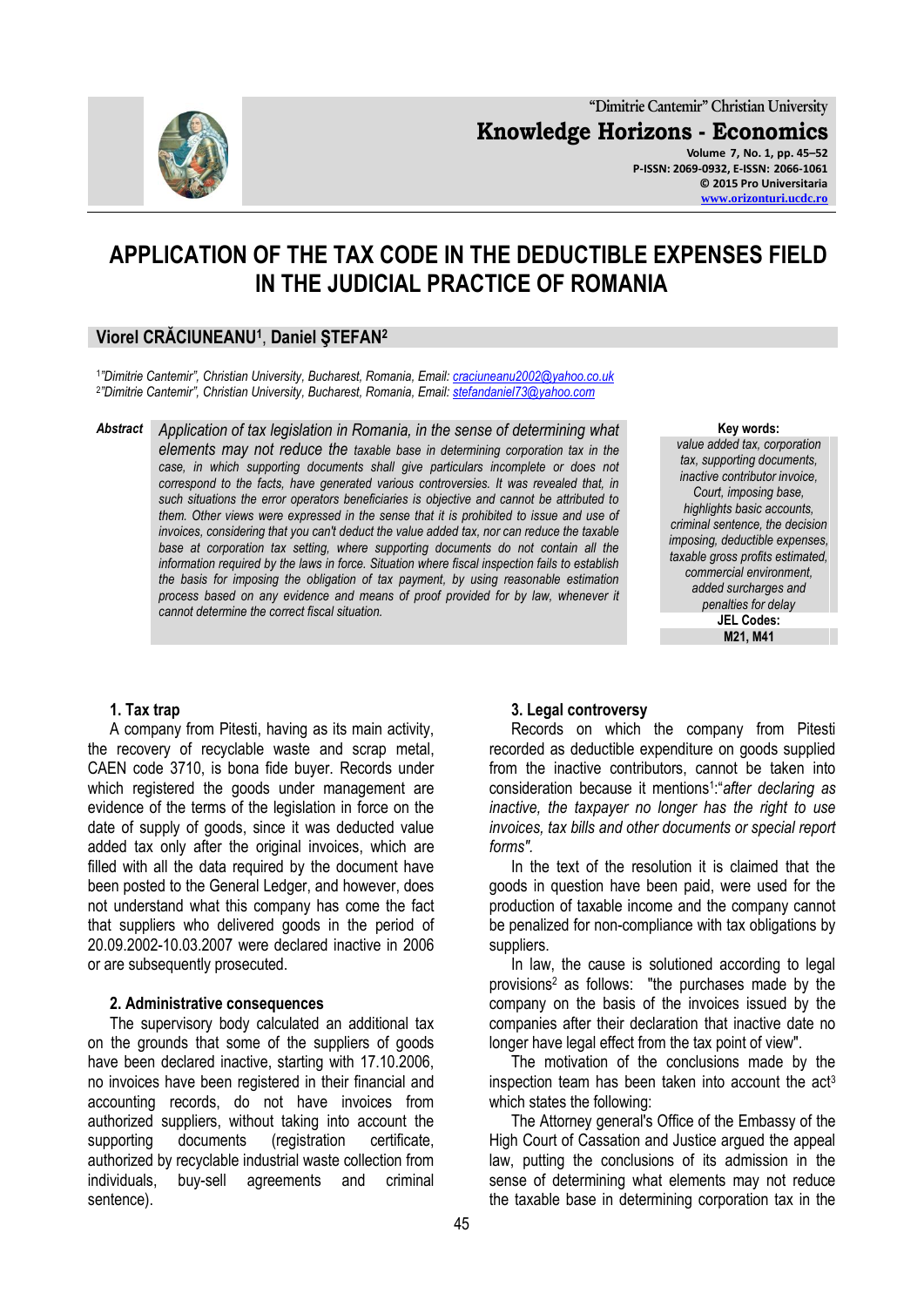"Dimitrie Cantemir" Christian University

**Knowledge Horizons - Economics**

Volume 7, No. 1, pp. 45–52
P-ISSN: 2069-0932, E-ISSN: 2066-1061
© 2015 Pro Universitaria
www.orizonturi.ucdc.ro

# APPLICATION OF THE TAX CODE IN THE DEDUCTIBLE EXPENSES FIELD IN THE JUDICIAL PRACTICE OF ROMANIA

**Viorel CRĂCIUNEANU[1], Daniel ŞTEFAN[2]**

[1]"Dimitrie Cantemir", Christian University, Bucharest, Romania, Email: craciuneanu2002@yahoo.co.uk
[2]"Dimitrie Cantemir", Christian University, Bucharest, Romania, Email: stefandaniel73@yahoo.com

***Abstract*** *Application of tax legislation in Romania, in the sense of determining what elements may not reduce the taxable base in determining corporation tax in the case, in which supporting documents shall give particulars incomplete or does not correspond to the facts, have generated various controversies. It was revealed that, in such situations the error operators beneficiaries is objective and cannot be attributed to them. Other views were expressed in the sense that it is prohibited to issue and use of invoices, considering that you can't deduct the value added tax, nor can reduce the taxable base at corporation tax setting, where supporting documents do not contain all the information required by the laws in force. Situation where fiscal inspection fails to establish the basis for imposing the obligation of tax payment, by using reasonable estimation process based on any evidence and means of proof provided for by law, whenever it cannot determine the correct fiscal situation.*

**Key words:**
*value added tax, corporation tax, supporting documents, inactive contributor invoice, Court, imposing base, highlights basic accounts, criminal sentence, the decision imposing, deductible expenses, taxable gross profits estimated, commercial environment, added surcharges and penalties for delay*

**JEL Codes:**
**M21, M41**

### 1. Tax trap

A company from Pitesti, having as its main activity, the recovery of recyclable waste and scrap metal, CAEN code 3710, is bona fide buyer. Records under which registered the goods under management are evidence of the terms of the legislation in force on the date of supply of goods, since it was deducted value added tax only after the original invoices, which are filled with all the data required by the document have been posted to the General Ledger, and however, does not understand what this company has come the fact that suppliers who delivered goods in the period of 20.09.2002-10.03.2007 were declared inactive in 2006 or are subsequently prosecuted.

### 2. Administrative consequences

The supervisory body calculated an additional tax on the grounds that some of the suppliers of goods have been declared inactive, starting with 17.10.2006, no invoices have been registered in their financial and accounting records, do not have invoices from authorized suppliers, without taking into account the supporting documents (registration certificate, authorized by recyclable industrial waste collection from individuals, buy-sell agreements and criminal sentence).

### 3. Legal controversy

Records on which the company from Pitesti recorded as deductible expenditure on goods supplied from the inactive contributors, cannot be taken into consideration because it mentions[1]:"*after declaring as inactive, the taxpayer no longer has the right to use invoices, tax bills and other documents or special report forms".*

In the text of the resolution it is claimed that the goods in question have been paid, were used for the production of taxable income and the company cannot be penalized for non-compliance with tax obligations by suppliers.

In law, the cause is solutioned according to legal provisions[2] as follows: "the purchases made by the company on the basis of the invoices issued by the companies after their declaration that inactive date no longer have legal effect from the tax point of view".

The motivation of the conclusions made by the inspection team has been taken into account the act[3] which states the following:

The Attorney general's Office of the Embassy of the High Court of Cassation and Justice argued the appeal law, putting the conclusions of its admission in the sense of determining what elements may not reduce the taxable base in determining corporation tax in the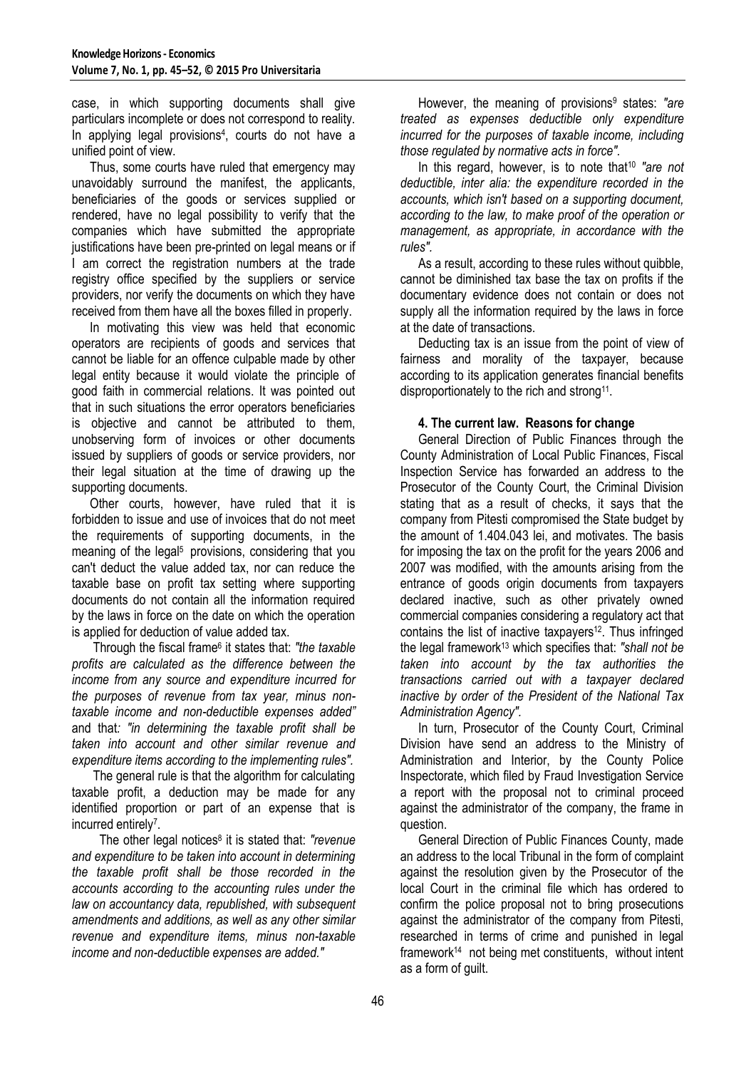case, in which supporting documents shall give particulars incomplete or does not correspond to reality. In applying legal provisions[4], courts do not have a unified point of view.

Thus, some courts have ruled that emergency may unavoidably surround the manifest, the applicants, beneficiaries of the goods or services supplied or rendered, have no legal possibility to verify that the companies which have submitted the appropriate justifications have been pre-printed on legal means or if I am correct the registration numbers at the trade registry office specified by the suppliers or service providers, nor verify the documents on which they have received from them have all the boxes filled in properly.

In motivating this view was held that economic operators are recipients of goods and services that cannot be liable for an offence culpable made by other legal entity because it would violate the principle of good faith in commercial relations. It was pointed out that in such situations the error operators beneficiaries is objective and cannot be attributed to them, unobserving form of invoices or other documents issued by suppliers of goods or service providers, nor their legal situation at the time of drawing up the supporting documents.

Other courts, however, have ruled that it is forbidden to issue and use of invoices that do not meet the requirements of supporting documents, in the meaning of the legal[5] provisions, considering that you can't deduct the value added tax, nor can reduce the taxable base on profit tax setting where supporting documents do not contain all the information required by the laws in force on the date on which the operation is applied for deduction of value added tax.

Through the fiscal frame[6] it states that: *"the taxable profits are calculated as the difference between the income from any source and expenditure incurred for the purposes of revenue from tax year, minus non-taxable income and non-deductible expenses added"* and that*: "in determining the taxable profit shall be taken into account and other similar revenue and expenditure items according to the implementing rules".*

The general rule is that the algorithm for calculating taxable profit, a deduction may be made for any identified proportion or part of an expense that is incurred entirely[7].

The other legal notices[8] it is stated that: *"revenue and expenditure to be taken into account in determining the taxable profit shall be those recorded in the accounts according to the accounting rules under the law on accountancy data, republished, with subsequent amendments and additions, as well as any other similar revenue and expenditure items, minus non-taxable income and non-deductible expenses are added."*

However, the meaning of provisions[9] states: *"are treated as expenses deductible only expenditure incurred for the purposes of taxable income, including those regulated by normative acts in force".*

In this regard, however, is to note that[10] *"are not deductible, inter alia: the expenditure recorded in the accounts, which isn't based on a supporting document, according to the law, to make proof of the operation or management, as appropriate, in accordance with the rules".*

As a result, according to these rules without quibble, cannot be diminished tax base the tax on profits if the documentary evidence does not contain or does not supply all the information required by the laws in force at the date of transactions.

Deducting tax is an issue from the point of view of fairness and morality of the taxpayer, because according to its application generates financial benefits disproportionately to the rich and strong[11].

## 4. The current law. Reasons for change

General Direction of Public Finances through the County Administration of Local Public Finances, Fiscal Inspection Service has forwarded an address to the Prosecutor of the County Court, the Criminal Division stating that as a result of checks, it says that the company from Pitesti compromised the State budget by the amount of 1.404.043 lei, and motivates. The basis for imposing the tax on the profit for the years 2006 and 2007 was modified, with the amounts arising from the entrance of goods origin documents from taxpayers declared inactive, such as other privately owned commercial companies considering a regulatory act that contains the list of inactive taxpayers[12]. Thus infringed the legal framework[13] which specifies that: *"shall not be taken into account by the tax authorities the transactions carried out with a taxpayer declared inactive by order of the President of the National Tax Administration Agency".*

In turn, Prosecutor of the County Court, Criminal Division have send an address to the Ministry of Administration and Interior, by the County Police Inspectorate, which filed by Fraud Investigation Service a report with the proposal not to criminal proceed against the administrator of the company, the frame in question.

General Direction of Public Finances County, made an address to the local Tribunal in the form of complaint against the resolution given by the Prosecutor of the local Court in the criminal file which has ordered to confirm the police proposal not to bring prosecutions against the administrator of the company from Pitesti, researched in terms of crime and punished in legal framework[14] not being met constituents, without intent as a form of guilt.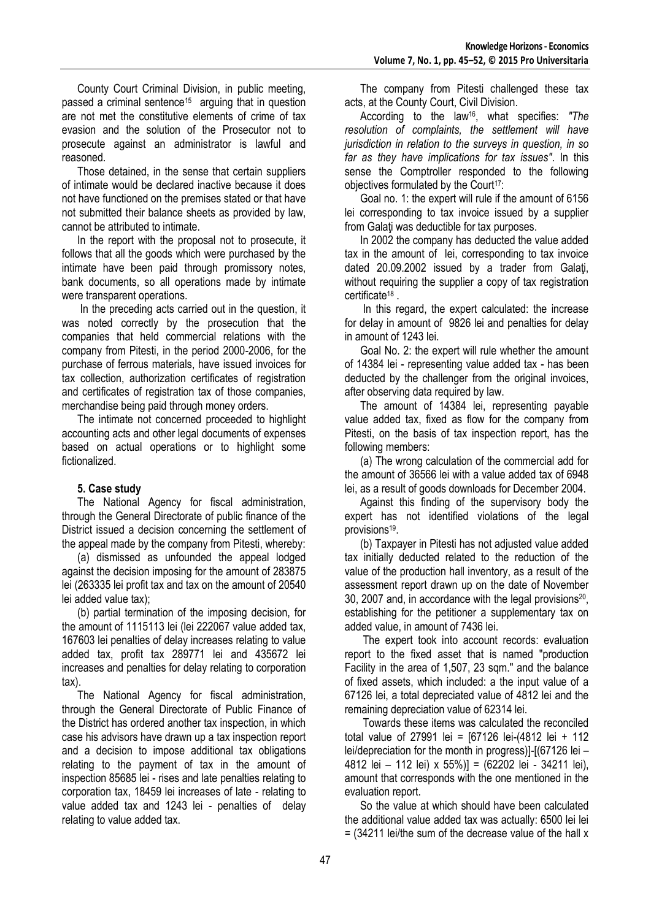County Court Criminal Division, in public meeting, passed a criminal sentence[15] arguing that in question are not met the constitutive elements of crime of tax evasion and the solution of the Prosecutor not to prosecute against an administrator is lawful and reasoned.

Those detained, in the sense that certain suppliers of intimate would be declared inactive because it does not have functioned on the premises stated or that have not submitted their balance sheets as provided by law, cannot be attributed to intimate.

In the report with the proposal not to prosecute, it follows that all the goods which were purchased by the intimate have been paid through promissory notes, bank documents, so all operations made by intimate were transparent operations.

In the preceding acts carried out in the question, it was noted correctly by the prosecution that the companies that held commercial relations with the company from Pitesti, in the period 2000-2006, for the purchase of ferrous materials, have issued invoices for tax collection, authorization certificates of registration and certificates of registration tax of those companies, merchandise being paid through money orders.

The intimate not concerned proceeded to highlight accounting acts and other legal documents of expenses based on actual operations or to highlight some fictionalized.

**5. Case study**

The National Agency for fiscal administration, through the General Directorate of public finance of the District issued a decision concerning the settlement of the appeal made by the company from Pitesti, whereby:

(a) dismissed as unfounded the appeal lodged against the decision imposing for the amount of 283875 lei (263335 lei profit tax and tax on the amount of 20540 lei added value tax);

(b) partial termination of the imposing decision, for the amount of 1115113 lei (lei 222067 value added tax, 167603 lei penalties of delay increases relating to value added tax, profit tax 289771 lei and 435672 lei increases and penalties for delay relating to corporation tax).

The National Agency for fiscal administration, through the General Directorate of Public Finance of the District has ordered another tax inspection, in which case his advisors have drawn up a tax inspection report and a decision to impose additional tax obligations relating to the payment of tax in the amount of inspection 85685 lei - rises and late penalties relating to corporation tax, 18459 lei increases of late - relating to value added tax and 1243 lei - penalties of delay relating to value added tax.

The company from Pitesti challenged these tax acts, at the County Court, Civil Division.

According to the law[16], what specifies: *"The resolution of complaints, the settlement will have jurisdiction in relation to the surveys in question, in so far as they have implications for tax issues"*. In this sense the Comptroller responded to the following objectives formulated by the Court[17]:

Goal no. 1: the expert will rule if the amount of 6156 lei corresponding to tax invoice issued by a supplier from Galaţi was deductible for tax purposes.

In 2002 the company has deducted the value added tax in the amount of lei, corresponding to tax invoice dated 20.09.2002 issued by a trader from Galaţi, without requiring the supplier a copy of tax registration certificate[18] .

In this regard, the expert calculated: the increase for delay in amount of 9826 lei and penalties for delay in amount of 1243 lei.

Goal No. 2: the expert will rule whether the amount of 14384 lei - representing value added tax - has been deducted by the challenger from the original invoices, after observing data required by law.

The amount of 14384 lei, representing payable value added tax, fixed as flow for the company from Pitesti, on the basis of tax inspection report, has the following members:

(a) The wrong calculation of the commercial add for the amount of 36566 lei with a value added tax of 6948 lei, as a result of goods downloads for December 2004.

Against this finding of the supervisory body the expert has not identified violations of the legal provisions[19].

(b) Taxpayer in Pitesti has not adjusted value added tax initially deducted related to the reduction of the value of the production hall inventory, as a result of the assessment report drawn up on the date of November 30, 2007 and, in accordance with the legal provisions[20], establishing for the petitioner a supplementary tax on added value, in amount of 7436 lei.

The expert took into account records: evaluation report to the fixed asset that is named "production Facility in the area of 1,507, 23 sqm." and the balance of fixed assets, which included: a the input value of a 67126 lei, a total depreciated value of 4812 lei and the remaining depreciation value of 62314 lei.

Towards these items was calculated the reconciled total value of 27991 lei = [67126 lei-(4812 lei + 112 lei/depreciation for the month in progress)]-[(67126 lei – 4812 lei – 112 lei) x 55%)] = (62202 lei - 34211 lei), amount that corresponds with the one mentioned in the evaluation report.

So the value at which should have been calculated the additional value added tax was actually: 6500 lei lei = (34211 lei/the sum of the decrease value of the hall x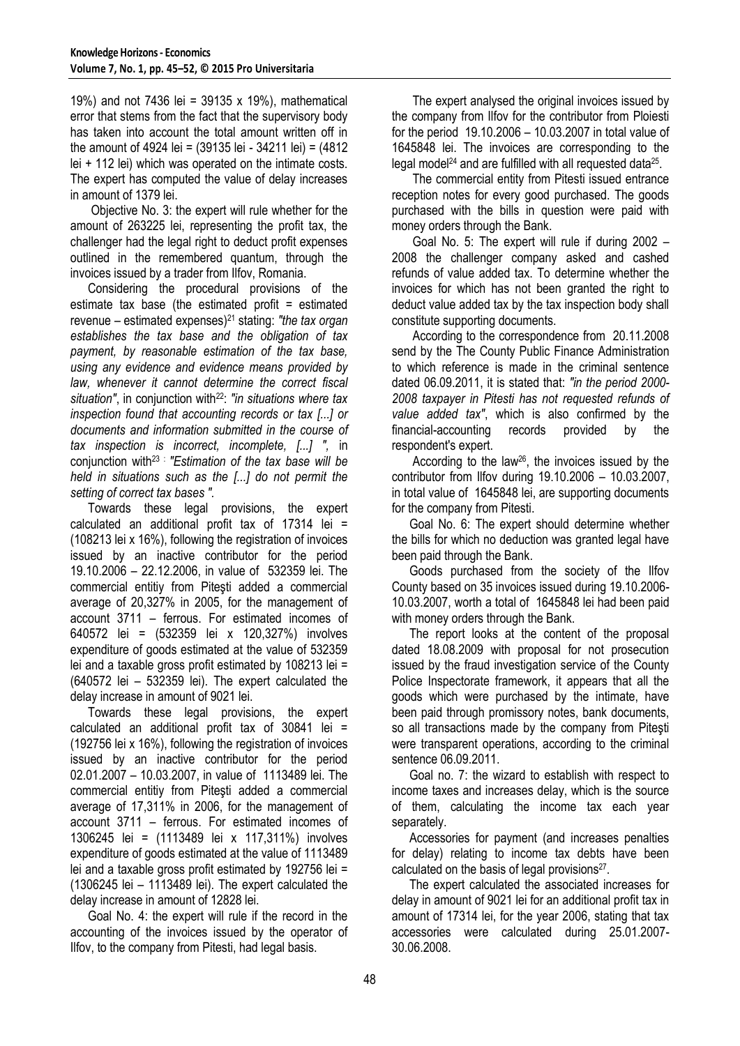19%) and not 7436 lei = 39135 x 19%), mathematical error that stems from the fact that the supervisory body has taken into account the total amount written off in the amount of 4924 lei = (39135 lei - 34211 lei) = (4812 lei + 112 lei) which was operated on the intimate costs. The expert has computed the value of delay increases in amount of 1379 lei.

Objective No. 3: the expert will rule whether for the amount of 263225 lei, representing the profit tax, the challenger had the legal right to deduct profit expenses outlined in the remembered quantum, through the invoices issued by a trader from Ilfov, Romania.

Considering the procedural provisions of the estimate tax base (the estimated profit = estimated revenue – estimated expenses)[21] stating: *"the tax organ establishes the tax base and the obligation of tax payment, by reasonable estimation of the tax base, using any evidence and evidence means provided by law, whenever it cannot determine the correct fiscal situation"*, in conjunction with[22]: *"in situations where tax inspection found that accounting records or tax [...] or documents and information submitted in the course of tax inspection is incorrect, incomplete, [...] "*, in conjunction with[23] : *"Estimation of the tax base will be held in situations such as the [...] do not permit the setting of correct tax bases "*.

Towards these legal provisions, the expert calculated an additional profit tax of 17314 lei = (108213 lei x 16%), following the registration of invoices issued by an inactive contributor for the period 19.10.2006 – 22.12.2006, in value of 532359 lei. The commercial entitiy from Piteşti added a commercial average of 20,327% in 2005, for the management of account 3711 – ferrous. For estimated incomes of 640572 lei = (532359 lei x 120,327%) involves expenditure of goods estimated at the value of 532359 lei and a taxable gross profit estimated by 108213 lei = (640572 lei – 532359 lei). The expert calculated the delay increase in amount of 9021 lei.

Towards these legal provisions, the expert calculated an additional profit tax of 30841 lei = (192756 lei x 16%), following the registration of invoices issued by an inactive contributor for the period 02.01.2007 – 10.03.2007, in value of 1113489 lei. The commercial entitiy from Piteşti added a commercial average of 17,311% in 2006, for the management of account 3711 – ferrous. For estimated incomes of 1306245 lei = (1113489 lei x 117,311%) involves expenditure of goods estimated at the value of 1113489 lei and a taxable gross profit estimated by 192756 lei = (1306245 lei – 1113489 lei). The expert calculated the delay increase in amount of 12828 lei.

Goal No. 4: the expert will rule if the record in the accounting of the invoices issued by the operator of Ilfov, to the company from Pitesti, had legal basis.

The expert analysed the original invoices issued by the company from Ilfov for the contributor from Ploiesti for the period 19.10.2006 – 10.03.2007 in total value of 1645848 lei. The invoices are corresponding to the legal model[24] and are fulfilled with all requested data[25].

The commercial entity from Pitesti issued entrance reception notes for every good purchased. The goods purchased with the bills in question were paid with money orders through the Bank.

Goal No. 5: The expert will rule if during 2002 – 2008 the challenger company asked and cashed refunds of value added tax. To determine whether the invoices for which has not been granted the right to deduct value added tax by the tax inspection body shall constitute supporting documents.

According to the correspondence from 20.11.2008 send by the The County Public Finance Administration to which reference is made in the criminal sentence dated 06.09.2011, it is stated that: *"in the period 2000-2008 taxpayer in Pitesti has not requested refunds of value added tax"*, which is also confirmed by the financial-accounting records provided by the respondent's expert.

According to the law[26], the invoices issued by the contributor from Ilfov during 19.10.2006 – 10.03.2007, in total value of 1645848 lei, are supporting documents for the company from Pitesti.

Goal No. 6: The expert should determine whether the bills for which no deduction was granted legal have been paid through the Bank.

Goods purchased from the society of the Ilfov County based on 35 invoices issued during 19.10.2006-10.03.2007, worth a total of 1645848 lei had been paid with money orders through the Bank.

The report looks at the content of the proposal dated 18.08.2009 with proposal for not prosecution issued by the fraud investigation service of the County Police Inspectorate framework, it appears that all the goods which were purchased by the intimate, have been paid through promissory notes, bank documents, so all transactions made by the company from Piteşti were transparent operations, according to the criminal sentence 06.09.2011.

Goal no. 7: the wizard to establish with respect to income taxes and increases delay, which is the source of them, calculating the income tax each year separately.

Accessories for payment (and increases penalties for delay) relating to income tax debts have been calculated on the basis of legal provisions[27].

The expert calculated the associated increases for delay in amount of 9021 lei for an additional profit tax in amount of 17314 lei, for the year 2006, stating that tax accessories were calculated during 25.01.2007-30.06.2008.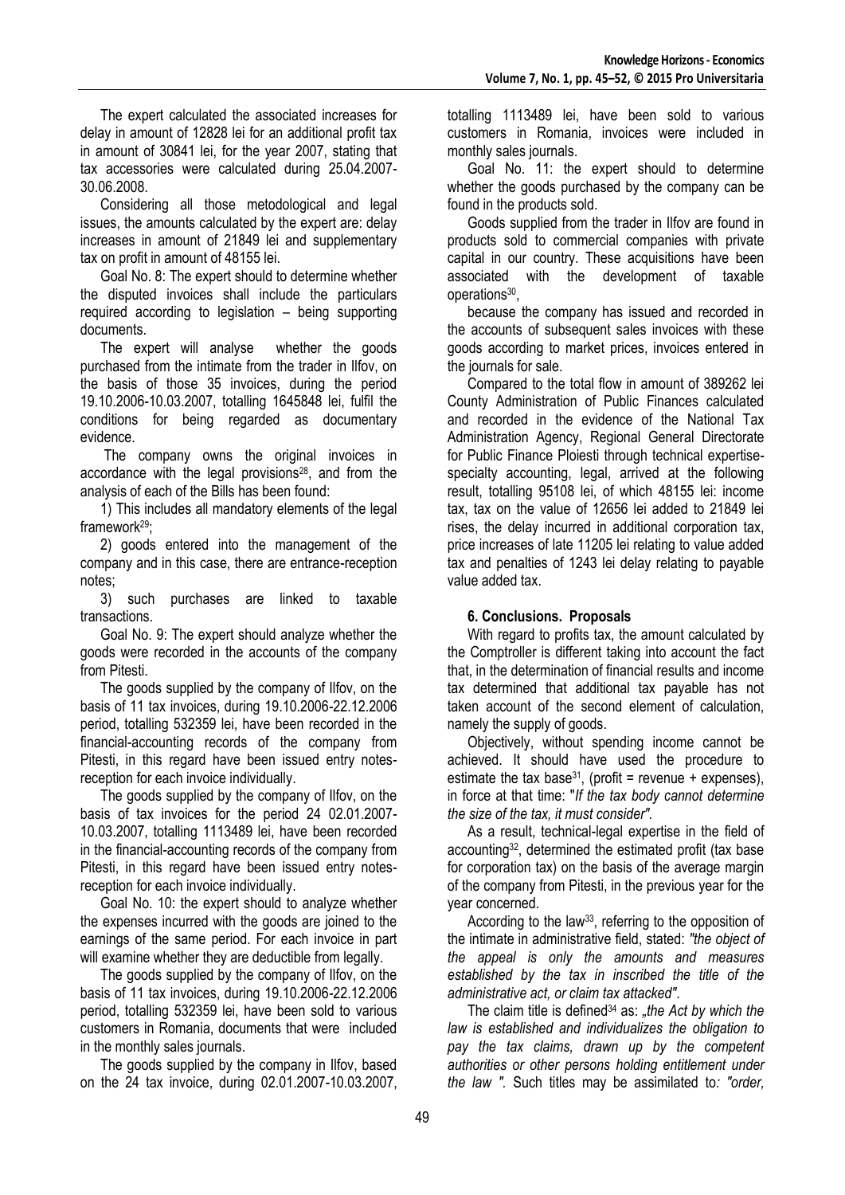The expert calculated the associated increases for delay in amount of 12828 lei for an additional profit tax in amount of 30841 lei, for the year 2007, stating that tax accessories were calculated during 25.04.2007-30.06.2008.

Considering all those metodological and legal issues, the amounts calculated by the expert are: delay increases in amount of 21849 lei and supplementary tax on profit in amount of 48155 lei.

Goal No. 8: The expert should to determine whether the disputed invoices shall include the particulars required according to legislation – being supporting documents.

The expert will analyse whether the goods purchased from the intimate from the trader in Ilfov, on the basis of those 35 invoices, during the period 19.10.2006-10.03.2007, totalling 1645848 lei, fulfil the conditions for being regarded as documentary evidence.

The company owns the original invoices in accordance with the legal provisions[28], and from the analysis of each of the Bills has been found:

1) This includes all mandatory elements of the legal framework[29];

2) goods entered into the management of the company and in this case, there are entrance-reception notes;

3) such purchases are linked to taxable transactions.

Goal No. 9: The expert should analyze whether the goods were recorded in the accounts of the company from Pitesti.

The goods supplied by the company of Ilfov, on the basis of 11 tax invoices, during 19.10.2006-22.12.2006 period, totalling 532359 lei, have been recorded in the financial-accounting records of the company from Pitesti, in this regard have been issued entry notes-reception for each invoice individually.

The goods supplied by the company of Ilfov, on the basis of tax invoices for the period 24 02.01.2007-10.03.2007, totalling 1113489 lei, have been recorded in the financial-accounting records of the company from Pitesti, in this regard have been issued entry notes-reception for each invoice individually.

Goal No. 10: the expert should to analyze whether the expenses incurred with the goods are joined to the earnings of the same period. For each invoice in part will examine whether they are deductible from legally.

The goods supplied by the company of Ilfov, on the basis of 11 tax invoices, during 19.10.2006-22.12.2006 period, totalling 532359 lei, have been sold to various customers in Romania, documents that were included in the monthly sales journals.

The goods supplied by the company in Ilfov, based on the 24 tax invoice, during 02.01.2007-10.03.2007, totalling 1113489 lei, have been sold to various customers in Romania, invoices were included in monthly sales journals.

Goal No. 11: the expert should to determine whether the goods purchased by the company can be found in the products sold.

Goods supplied from the trader in Ilfov are found in products sold to commercial companies with private capital in our country. These acquisitions have been associated with the development of taxable operations[30],

because the company has issued and recorded in the accounts of subsequent sales invoices with these goods according to market prices, invoices entered in the journals for sale.

Compared to the total flow in amount of 389262 lei County Administration of Public Finances calculated and recorded in the evidence of the National Tax Administration Agency, Regional General Directorate for Public Finance Ploiesti through technical expertise-specialty accounting, legal, arrived at the following result, totalling 95108 lei, of which 48155 lei: income tax, tax on the value of 12656 lei added to 21849 lei rises, the delay incurred in additional corporation tax, price increases of late 11205 lei relating to value added tax and penalties of 1243 lei delay relating to payable value added tax.

## 6. Conclusions. Proposals

With regard to profits tax, the amount calculated by the Comptroller is different taking into account the fact that, in the determination of financial results and income tax determined that additional tax payable has not taken account of the second element of calculation, namely the supply of goods.

Objectively, without spending income cannot be achieved. It should have used the procedure to estimate the tax base[31], (profit = revenue + expenses), in force at that time: "*If the tax body cannot determine the size of the tax, it must consider"*.

As a result, technical-legal expertise in the field of accounting[32], determined the estimated profit (tax base for corporation tax) on the basis of the average margin of the company from Pitesti, in the previous year for the year concerned.

According to the law[33], referring to the opposition of the intimate in administrative field, stated: *"the object of the appeal is only the amounts and measures established by the tax in inscribed the title of the administrative act, or claim tax attacked"*.

The claim title is defined[34] as: *„the Act by which the law is established and individualizes the obligation to pay the tax claims, drawn up by the competent authorities or other persons holding entitlement under the law "*. Such titles may be assimilated to*: "order,*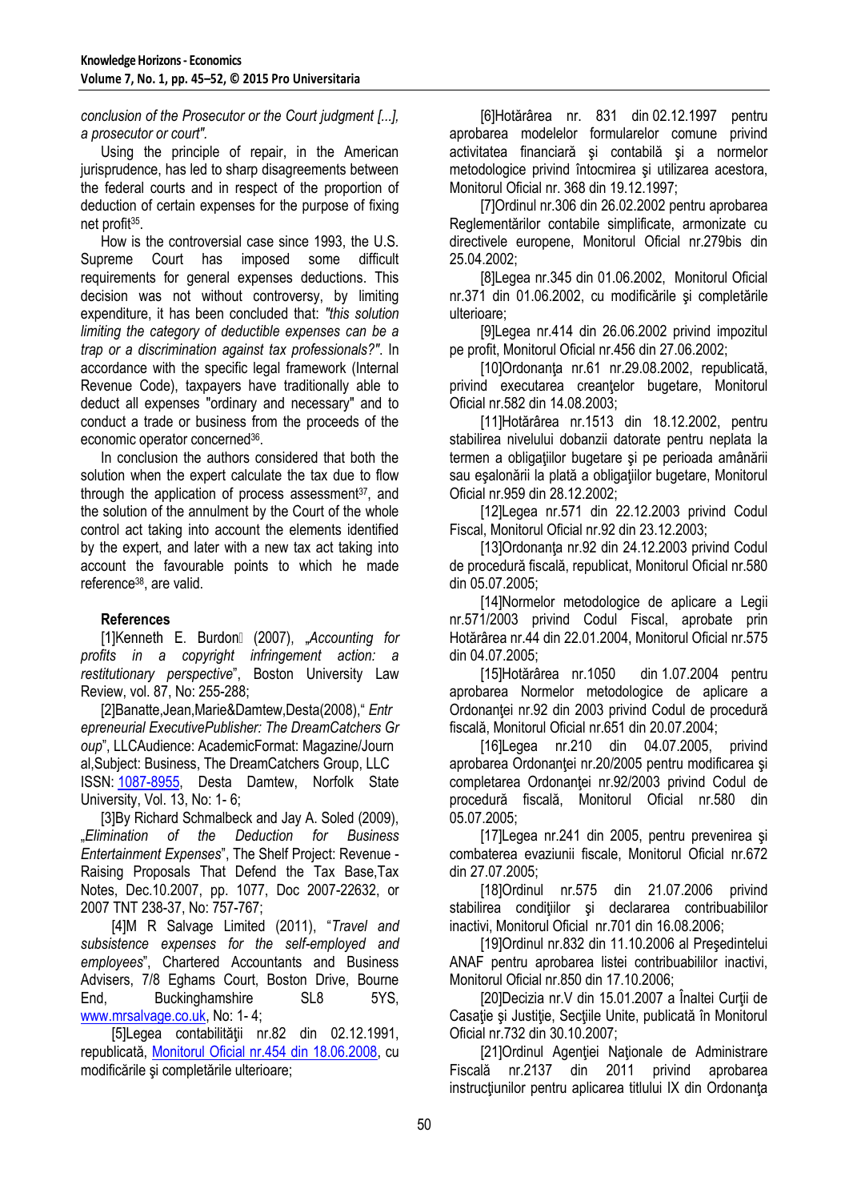*conclusion of the Prosecutor or the Court judgment [...], a prosecutor or court".*

Using the principle of repair, in the American jurisprudence, has led to sharp disagreements between the federal courts and in respect of the proportion of deduction of certain expenses for the purpose of fixing net profit[35].

How is the controversial case since 1993, the U.S. Supreme Court has imposed some difficult requirements for general expenses deductions. This decision was not without controversy, by limiting expenditure, it has been concluded that: *"this solution limiting the category of deductible expenses can be a trap or a discrimination against tax professionals?"*. In accordance with the specific legal framework (Internal Revenue Code), taxpayers have traditionally able to deduct all expenses "ordinary and necessary" and to conduct a trade or business from the proceeds of the economic operator concerned[36].

In conclusion the authors considered that both the solution when the expert calculate the tax due to flow through the application of process assessment[37], and the solution of the annulment by the Court of the whole control act taking into account the elements identified by the expert, and later with a new tax act taking into account the favourable points to which he made reference[38], are valid.

**References**

[1]Kenneth E. Burdon (2007), *„Accounting for profits in a copyright infringement action: a restitutionary perspective*", Boston University Law Review, vol. 87, No: 255-288;

[2]Banatte,Jean,Marie&Damtew,Desta(2008),“ *Entr epreneurial ExecutivePublisher: The DreamCatchers Gr oup*", LLCAudience: AcademicFormat: Magazine/Journ al,Subject: Business, The DreamCatchers Group, LLC ISSN: 1087-8955, Desta Damtew, Norfolk State University, Vol. 13, No: 1- 6;

[3]By Richard Schmalbeck and Jay A. Soled (2009), *„Elimination of the Deduction for Business Entertainment Expenses*", The Shelf Project: Revenue - Raising Proposals That Defend the Tax Base,Tax Notes, Dec.10.2007, pp. 1077, Doc 2007-22632, or 2007 TNT 238-37, No: 757-767;

[4]M R Salvage Limited (2011), "*Travel and subsistence expenses for the self-employed and employees*", Chartered Accountants and Business Advisers, 7/8 Eghams Court, Boston Drive, Bourne End, Buckinghamshire SL8 5YS, www.mrsalvage.co.uk, No: 1- 4;

[5]Legea contabilităţii nr.82 din 02.12.1991, republicată, Monitorul Oficial nr.454 din 18.06.2008, cu modificările şi completările ulterioare;

[6]Hotărârea nr. 831 din 02.12.1997 pentru aprobarea modelelor formularelor comune privind activitatea financiară şi contabilă şi a normelor metodologice privind întocmirea şi utilizarea acestora, Monitorul Oficial nr. 368 din 19.12.1997;

[7]Ordinul nr.306 din 26.02.2002 pentru aprobarea Reglementărilor contabile simplificate, armonizate cu directivele europene, Monitorul Oficial nr.279bis din 25.04.2002;

[8]Legea nr.345 din 01.06.2002, Monitorul Oficial nr.371 din 01.06.2002, cu modificările şi completările ulterioare;

[9]Legea nr.414 din 26.06.2002 privind impozitul pe profit, Monitorul Oficial nr.456 din 27.06.2002;

[10]Ordonanţa nr.61 nr.29.08.2002, republicată, privind executarea creanţelor bugetare, Monitorul Oficial nr.582 din 14.08.2003;

[11]Hotărârea nr.1513 din 18.12.2002, pentru stabilirea nivelului dobanzii datorate pentru neplata la termen a obligaţiilor bugetare şi pe perioada amânării sau eşalonării la plată a obligaţiilor bugetare, Monitorul Oficial nr.959 din 28.12.2002;

[12]Legea nr.571 din 22.12.2003 privind Codul Fiscal, Monitorul Oficial nr.92 din 23.12.2003;

[13]Ordonanţa nr.92 din 24.12.2003 privind Codul de procedură fiscală, republicat, Monitorul Oficial nr.580 din 05.07.2005;

[14]Normelor metodologice de aplicare a Legii nr.571/2003 privind Codul Fiscal, aprobate prin Hotărârea nr.44 din 22.01.2004, Monitorul Oficial nr.575 din 04.07.2005;

[15]Hotărârea nr.1050 din 1.07.2004 pentru aprobarea Normelor metodologice de aplicare a Ordonanţei nr.92 din 2003 privind Codul de procedură fiscală, Monitorul Oficial nr.651 din 20.07.2004;

[16]Legea nr.210 din 04.07.2005, privind aprobarea Ordonanţei nr.20/2005 pentru modificarea şi completarea Ordonanţei nr.92/2003 privind Codul de procedură fiscală, Monitorul Oficial nr.580 din 05.07.2005;

[17]Legea nr.241 din 2005, pentru prevenirea şi combaterea evaziunii fiscale, Monitorul Oficial nr.672 din 27.07.2005;

[18]Ordinul nr.575 din 21.07.2006 privind stabilirea condiţiilor şi declararea contribuabililor inactivi, Monitorul Oficial nr.701 din 16.08.2006;

[19]Ordinul nr.832 din 11.10.2006 al Preşedintelui ANAF pentru aprobarea listei contribuabililor inactivi, Monitorul Oficial nr.850 din 17.10.2006;

[20]Decizia nr.V din 15.01.2007 a Înaltei Curţii de Casaţie şi Justiţie, Secţiile Unite, publicată în Monitorul Oficial nr.732 din 30.10.2007;

[21]Ordinul Agenţiei Naţionale de Administrare Fiscală nr.2137 din 2011 privind aprobarea instrucţiunilor pentru aplicarea titlului IX din Ordonanţa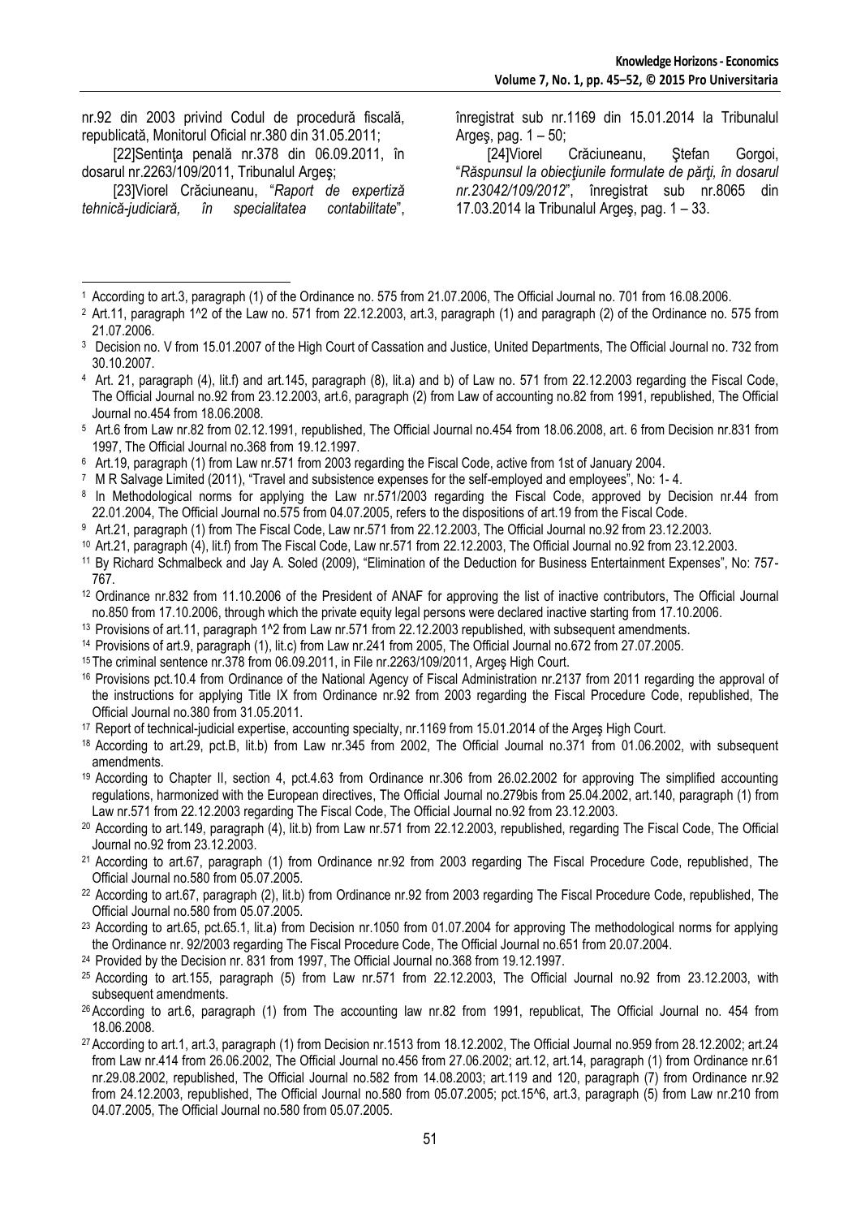nr.92 din 2003 privind Codul de procedură fiscală, republicată, Monitorul Oficial nr.380 din 31.05.2011;

[22]Sentinţa penală nr.378 din 06.09.2011, în dosarul nr.2263/109/2011, Tribunalul Argeş;

[23]Viorel Crăciuneanu, "*Raport de expertiză tehnică-judiciară, în specialitatea contabilitate*", înregistrat sub nr.1169 din 15.01.2014 la Tribunalul Argeş, pag. 1 – 50;

[24]Viorel Crăciuneanu, Ştefan Gorgoi, "*Răspunsul la obiecţiunile formulate de părţi, în dosarul nr.23042/109/2012*", înregistrat sub nr.8065 din 17.03.2014 la Tribunalul Argeş, pag. 1 – 33.

---

1 According to art.3, paragraph (1) of the Ordinance no. 575 from 21.07.2006, The Official Journal no. 701 from 16.08.2006.

2 Art.11, paragraph 1^2 of the Law no. 571 from 22.12.2003, art.3, paragraph (1) and paragraph (2) of the Ordinance no. 575 from 21.07.2006.

3 Decision no. V from 15.01.2007 of the High Court of Cassation and Justice, United Departments, The Official Journal no. 732 from 30.10.2007.

4 Art. 21, paragraph (4), lit.f) and art.145, paragraph (8), lit.a) and b) of Law no. 571 from 22.12.2003 regarding the Fiscal Code, The Official Journal no.92 from 23.12.2003, art.6, paragraph (2) from Law of accounting no.82 from 1991, republished, The Official Journal no.454 from 18.06.2008.

5 Art.6 from Law nr.82 from 02.12.1991, republished, The Official Journal no.454 from 18.06.2008, art. 6 from Decision nr.831 from 1997, The Official Journal no.368 from 19.12.1997.

6 Art.19, paragraph (1) from Law nr.571 from 2003 regarding the Fiscal Code, active from 1st of January 2004.

7 M R Salvage Limited (2011), "Travel and subsistence expenses for the self-employed and employees", No: 1- 4.

8 In Methodological norms for applying the Law nr.571/2003 regarding the Fiscal Code, approved by Decision nr.44 from 22.01.2004, The Official Journal no.575 from 04.07.2005, refers to the dispositions of art.19 from the Fiscal Code.

9 Art.21, paragraph (1) from The Fiscal Code, Law nr.571 from 22.12.2003, The Official Journal no.92 from 23.12.2003.

10 Art.21, paragraph (4), lit.f) from The Fiscal Code, Law nr.571 from 22.12.2003, The Official Journal no.92 from 23.12.2003.

11 By Richard Schmalbeck and Jay A. Soled (2009), "Elimination of the Deduction for Business Entertainment Expenses", No: 757-767.

12 Ordinance nr.832 from 11.10.2006 of the President of ANAF for approving the list of inactive contributors, The Official Journal no.850 from 17.10.2006, through which the private equity legal persons were declared inactive starting from 17.10.2006.

13 Provisions of art.11, paragraph 1^2 from Law nr.571 from 22.12.2003 republished, with subsequent amendments.

14 Provisions of art.9, paragraph (1), lit.c) from Law nr.241 from 2005, The Official Journal no.672 from 27.07.2005.

15 The criminal sentence nr.378 from 06.09.2011, in File nr.2263/109/2011, Argeş High Court.

16 Provisions pct.10.4 from Ordinance of the National Agency of Fiscal Administration nr.2137 from 2011 regarding the approval of the instructions for applying Title IX from Ordinance nr.92 from 2003 regarding the Fiscal Procedure Code, republished, The Official Journal no.380 from 31.05.2011.

17 Report of technical-judicial expertise, accounting specialty, nr.1169 from 15.01.2014 of the Argeş High Court.

18 According to art.29, pct.B, lit.b) from Law nr.345 from 2002, The Official Journal no.371 from 01.06.2002, with subsequent amendments.

19 According to Chapter II, section 4, pct.4.63 from Ordinance nr.306 from 26.02.2002 for approving The simplified accounting regulations, harmonized with the European directives, The Official Journal no.279bis from 25.04.2002, art.140, paragraph (1) from Law nr.571 from 22.12.2003 regarding The Fiscal Code, The Official Journal no.92 from 23.12.2003.

20 According to art.149, paragraph (4), lit.b) from Law nr.571 from 22.12.2003, republished, regarding The Fiscal Code, The Official Journal no.92 from 23.12.2003.

21 According to art.67, paragraph (1) from Ordinance nr.92 from 2003 regarding The Fiscal Procedure Code, republished, The Official Journal no.580 from 05.07.2005.

22 According to art.67, paragraph (2), lit.b) from Ordinance nr.92 from 2003 regarding The Fiscal Procedure Code, republished, The Official Journal no.580 from 05.07.2005.

23 According to art.65, pct.65.1, lit.a) from Decision nr.1050 from 01.07.2004 for approving The methodological norms for applying the Ordinance nr. 92/2003 regarding The Fiscal Procedure Code, The Official Journal no.651 from 20.07.2004.

24 Provided by the Decision nr. 831 from 1997, The Official Journal no.368 from 19.12.1997.

25 According to art.155, paragraph (5) from Law nr.571 from 22.12.2003, The Official Journal no.92 from 23.12.2003, with subsequent amendments.

26 According to art.6, paragraph (1) from The accounting law nr.82 from 1991, republicat, The Official Journal no. 454 from 18.06.2008.

27 According to art.1, art.3, paragraph (1) from Decision nr.1513 from 18.12.2002, The Official Journal no.959 from 28.12.2002; art.24 from Law nr.414 from 26.06.2002, The Official Journal no.456 from 27.06.2002; art.12, art.14, paragraph (1) from Ordinance nr.61 nr.29.08.2002, republished, The Official Journal no.582 from 14.08.2003; art.119 and 120, paragraph (7) from Ordinance nr.92 from 24.12.2003, republished, The Official Journal no.580 from 05.07.2005; pct.15^6, art.3, paragraph (5) from Law nr.210 from 04.07.2005, The Official Journal no.580 from 05.07.2005.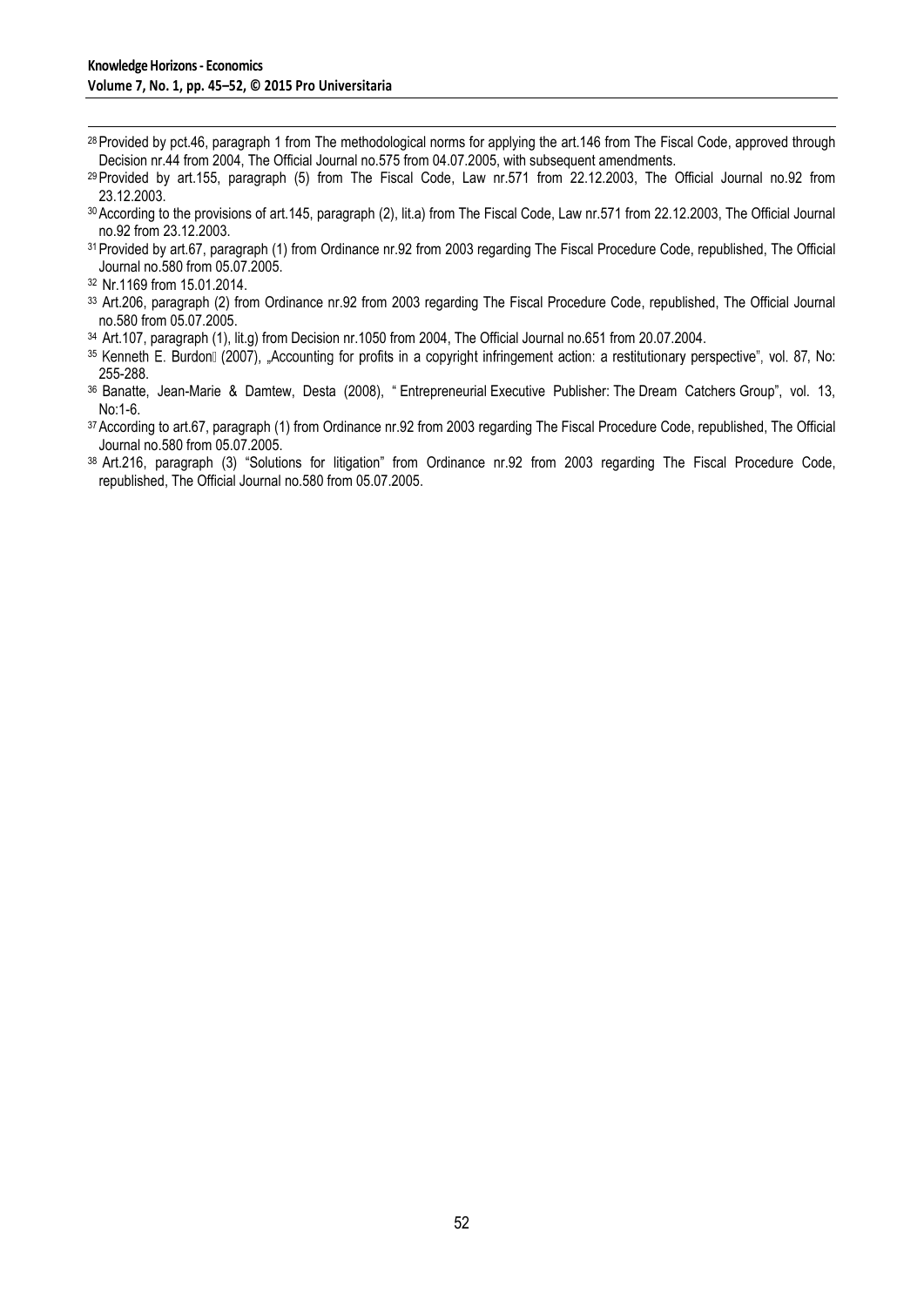[28] Provided by pct.46, paragraph 1 from The methodological norms for applying the art.146 from The Fiscal Code, approved through Decision nr.44 from 2004, The Official Journal no.575 from 04.07.2005, with subsequent amendments.

[29] Provided by art.155, paragraph (5) from The Fiscal Code, Law nr.571 from 22.12.2003, The Official Journal no.92 from 23.12.2003.

[30] According to the provisions of art.145, paragraph (2), lit.a) from The Fiscal Code, Law nr.571 from 22.12.2003, The Official Journal no.92 from 23.12.2003.

[31] Provided by art.67, paragraph (1) from Ordinance nr.92 from 2003 regarding The Fiscal Procedure Code, republished, The Official Journal no.580 from 05.07.2005.

[32] Nr.1169 from 15.01.2014.

[33] Art.206, paragraph (2) from Ordinance nr.92 from 2003 regarding The Fiscal Procedure Code, republished, The Official Journal no.580 from 05.07.2005.

[34] Art.107, paragraph (1), lit.g) from Decision nr.1050 from 2004, The Official Journal no.651 from 20.07.2004.

[35] Kenneth E. Burdon (2007), „Accounting for profits in a copyright infringement action: a restitutionary perspective", vol. 87, No: 255-288.

[36] Banatte, Jean-Marie & Damtew, Desta (2008), " Entrepreneurial Executive Publisher: The Dream Catchers Group", vol. 13, No:1-6.

[37] According to art.67, paragraph (1) from Ordinance nr.92 from 2003 regarding The Fiscal Procedure Code, republished, The Official Journal no.580 from 05.07.2005.

[38] Art.216, paragraph (3) "Solutions for litigation" from Ordinance nr.92 from 2003 regarding The Fiscal Procedure Code, republished, The Official Journal no.580 from 05.07.2005.